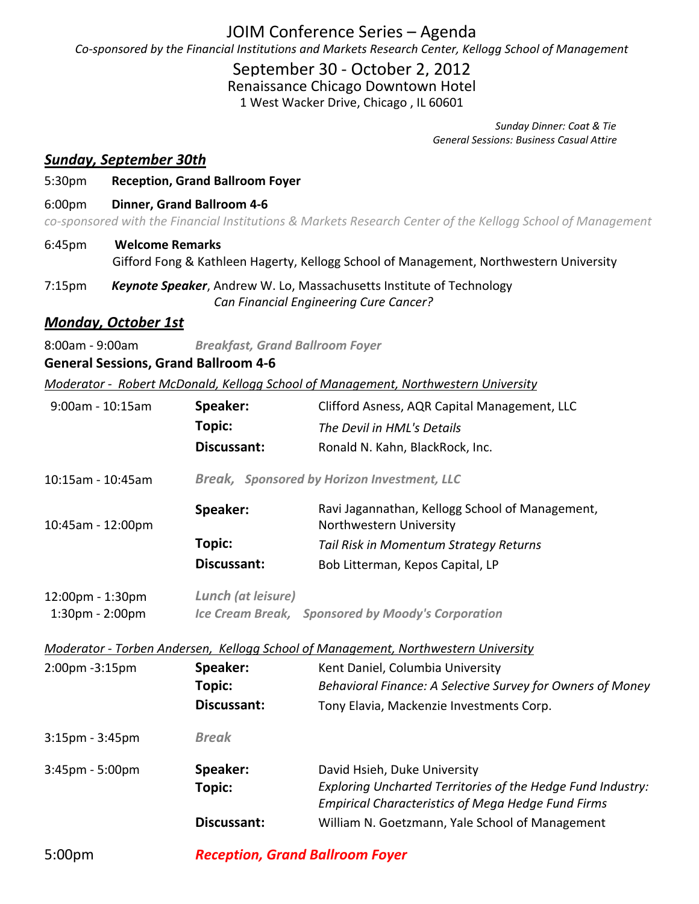# JOIM Conference Series – Agenda

*Co-sponsored by the Financial Institutions and Markets Research Center, Kellogg School of Management*

## September 30 - October 2, 2012

Renaissance Chicago Downtown Hotel
1 West Wacker Drive, Chicago , IL 60601

*Sunday Dinner: Coat & Tie*
*General Sessions: Business Casual Attire*

## ***Sunday, September 30th***

5:30pm **Reception, Grand Ballroom Foyer**

6:00pm **Dinner, Grand Ballroom 4-6**

*co-sponsored with the Financial Institutions & Markets Research Center of the Kellogg School of Management*

6:45pm **Welcome Remarks**
Gifford Fong & Kathleen Hagerty, Kellogg School of Management, Northwestern University

7:15pm ***Keynote Speaker***, Andrew W. Lo, Massachusetts Institute of Technology
*Can Financial Engineering Cure Cancer?*

## ***Monday, October 1st***

8:00am - 9:00am ***Breakfast, Grand Ballroom Foyer***

**General Sessions, Grand Ballroom 4-6**

*Moderator - Robert McDonald, Kellogg School of Management, Northwestern University*

| | | |
|---|---|---|
| 9:00am - 10:15am | **Speaker:** | Clifford Asness, AQR Capital Management, LLC |
| | **Topic:** | *The Devil in HML's Details* |
| | **Discussant:** | Ronald N. Kahn, BlackRock, Inc. |
| 10:15am - 10:45am | ***Break, Sponsored by Horizon Investment, LLC*** | |
| 10:45am - 12:00pm | **Speaker:** | Ravi Jagannathan, Kellogg School of Management, Northwestern University |
| | **Topic:** | *Tail Risk in Momentum Strategy Returns* |
| | **Discussant:** | Bob Litterman, Kepos Capital, LP |
| 12:00pm - 1:30pm | ***Lunch (at leisure)*** | |
| 1:30pm - 2:00pm | ***Ice Cream Break, Sponsored by Moody's Corporation*** | |

*Moderator - Torben Andersen, Kellogg School of Management, Northwestern University*

| | | |
|---|---|---|
| 2:00pm -3:15pm | **Speaker:** | Kent Daniel, Columbia University |
| | **Topic:** | *Behavioral Finance: A Selective Survey for Owners of Money* |
| | **Discussant:** | Tony Elavia, Mackenzie Investments Corp. |
| 3:15pm - 3:45pm | ***Break*** | |
| 3:45pm - 5:00pm | **Speaker:** | David Hsieh, Duke University |
| | **Topic:** | *Exploring Uncharted Territories of the Hedge Fund Industry: Empirical Characteristics of Mega Hedge Fund Firms* |
| | **Discussant:** | William N. Goetzmann, Yale School of Management |

5:00pm ***Reception, Grand Ballroom Foyer***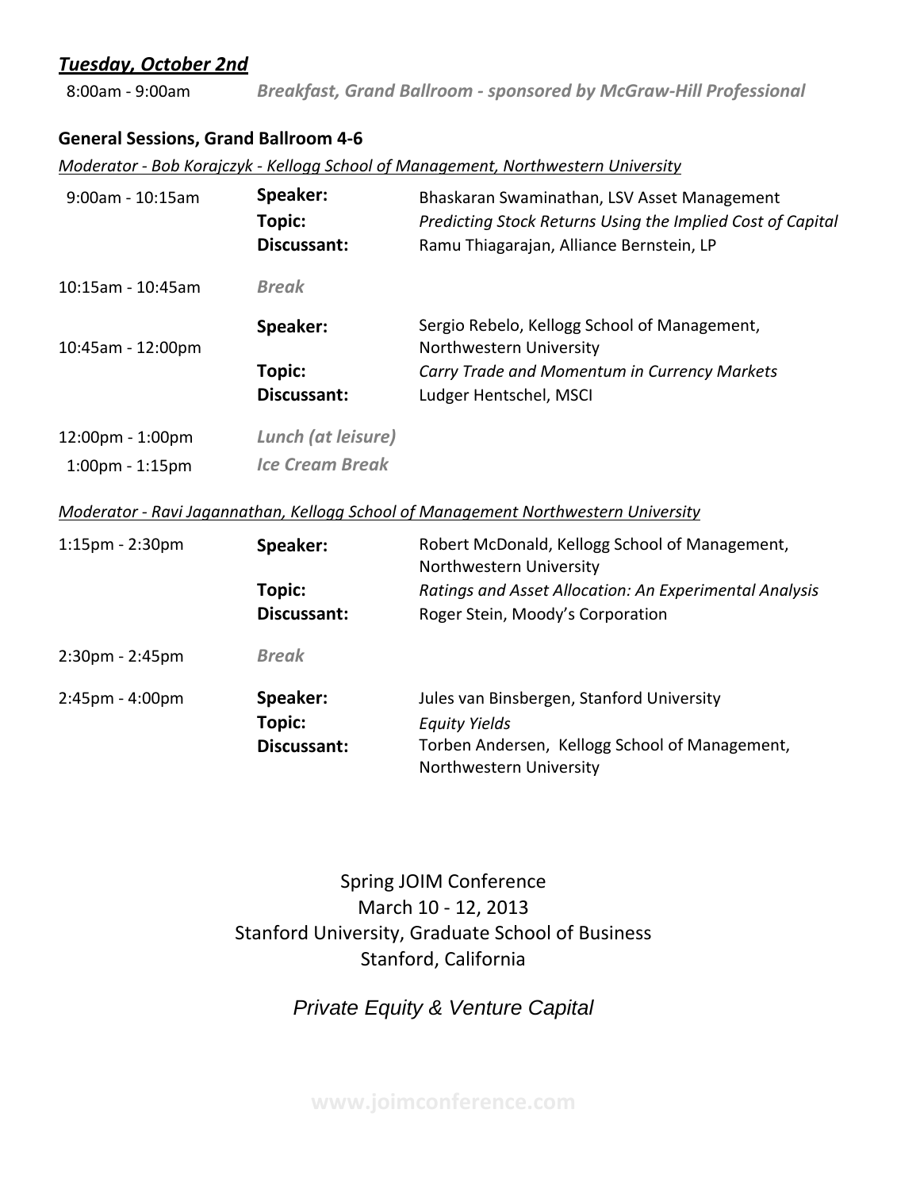***Tuesday, October 2nd***

8:00am - 9:00am ***Breakfast, Grand Ballroom - sponsored by McGraw-Hill Professional***

**General Sessions, Grand Ballroom 4-6**

*Moderator - Bob Korajczyk - Kellogg School of Management, Northwestern University*

| | | |
|---|---|---|
| 9:00am - 10:15am | **Speaker:** | Bhaskaran Swaminathan, LSV Asset Management |
| | **Topic:** | *Predicting Stock Returns Using the Implied Cost of Capital* |
| | **Discussant:** | Ramu Thiagarajan, Alliance Bernstein, LP |
| 10:15am - 10:45am | ***Break*** | |
| 10:45am - 12:00pm | **Speaker:** | Sergio Rebelo, Kellogg School of Management, Northwestern University |
| | **Topic:** | *Carry Trade and Momentum in Currency Markets* |
| | **Discussant:** | Ludger Hentschel, MSCI |
| 12:00pm - 1:00pm | ***Lunch (at leisure)*** | |
| 1:00pm - 1:15pm | ***Ice Cream Break*** | |

*Moderator - Ravi Jagannathan, Kellogg School of Management Northwestern University*

| | | |
|---|---|---|
| 1:15pm - 2:30pm | **Speaker:** | Robert McDonald, Kellogg School of Management, Northwestern University |
| | **Topic:** | *Ratings and Asset Allocation: An Experimental Analysis* |
| | **Discussant:** | Roger Stein, Moody's Corporation |
| 2:30pm - 2:45pm | ***Break*** | |
| 2:45pm - 4:00pm | **Speaker:** | Jules van Binsbergen, Stanford University |
| | **Topic:** | *Equity Yields* |
| | **Discussant:** | Torben Andersen, Kellogg School of Management, Northwestern University |

Spring JOIM Conference
March 10 - 12, 2013
Stanford University, Graduate School of Business
Stanford, California

*Private Equity & Venture Capital*

www.joimconference.com